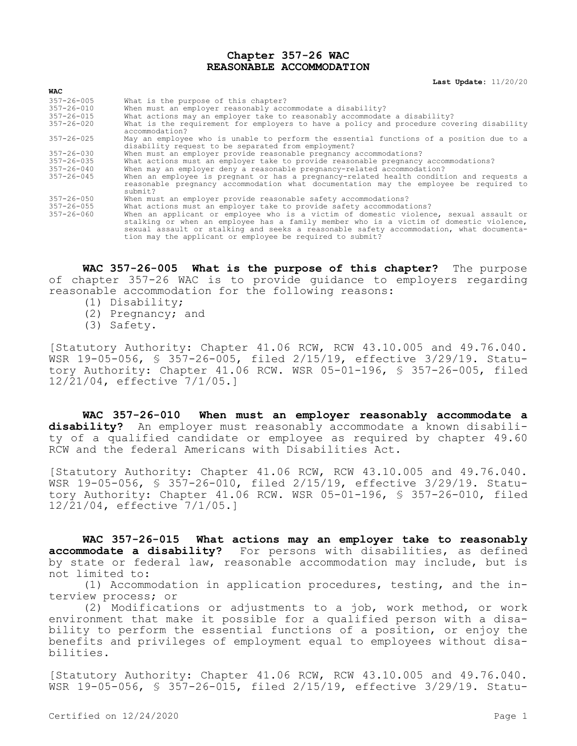# Chapter 357-26 WAC
# REASONABLE ACCOMMODATION

**Last Update:** 11/20/20

| WAC | |
|---|---|
| 357-26-005 | What is the purpose of this chapter? |
| 357-26-010 | When must an employer reasonably accommodate a disability? |
| 357-26-015 | What actions may an employer take to reasonably accommodate a disability? |
| 357-26-020 | What is the requirement for employers to have a policy and procedure covering disability accommodation? |
| 357-26-025 | May an employee who is unable to perform the essential functions of a position due to a disability request to be separated from employment? |
| 357-26-030 | When must an employer provide reasonable pregnancy accommodations? |
| 357-26-035 | What actions must an employer take to provide reasonable pregnancy accommodations? |
| 357-26-040 | When may an employer deny a reasonable pregnancy-related accommodation? |
| 357-26-045 | When an employee is pregnant or has a pregnancy-related health condition and requests a reasonable pregnancy accommodation what documentation may the employee be required to submit? |
| 357-26-050 | When must an employer provide reasonable safety accommodations? |
| 357-26-055 | What actions must an employer take to provide safety accommodations? |
| 357-26-060 | When an applicant or employee who is a victim of domestic violence, sexual assault or stalking or when an employee has a family member who is a victim of domestic violence, sexual assault or stalking and seeks a reasonable safety accommodation, what documentation may the applicant or employee be required to submit? |

**WAC 357-26-005 What is the purpose of this chapter?** The purpose of chapter 357-26 WAC is to provide guidance to employers regarding reasonable accommodation for the following reasons:

(1) Disability;

(2) Pregnancy; and

(3) Safety.

[Statutory Authority: Chapter 41.06 RCW, RCW 43.10.005 and 49.76.040. WSR 19-05-056, § 357-26-005, filed 2/15/19, effective 3/29/19. Statutory Authority: Chapter 41.06 RCW. WSR 05-01-196, § 357-26-005, filed 12/21/04, effective 7/1/05.]

**WAC 357-26-010 When must an employer reasonably accommodate a disability?** An employer must reasonably accommodate a known disability of a qualified candidate or employee as required by chapter 49.60 RCW and the federal Americans with Disabilities Act.

[Statutory Authority: Chapter 41.06 RCW, RCW 43.10.005 and 49.76.040. WSR 19-05-056, § 357-26-010, filed 2/15/19, effective 3/29/19. Statutory Authority: Chapter 41.06 RCW. WSR 05-01-196, § 357-26-010, filed 12/21/04, effective 7/1/05.]

**WAC 357-26-015 What actions may an employer take to reasonably accommodate a disability?** For persons with disabilities, as defined by state or federal law, reasonable accommodation may include, but is not limited to:

(1) Accommodation in application procedures, testing, and the interview process; or

(2) Modifications or adjustments to a job, work method, or work environment that make it possible for a qualified person with a disability to perform the essential functions of a position, or enjoy the benefits and privileges of employment equal to employees without disabilities.

[Statutory Authority: Chapter 41.06 RCW, RCW 43.10.005 and 49.76.040. WSR 19-05-056, § 357-26-015, filed 2/15/19, effective 3/29/19. Statu-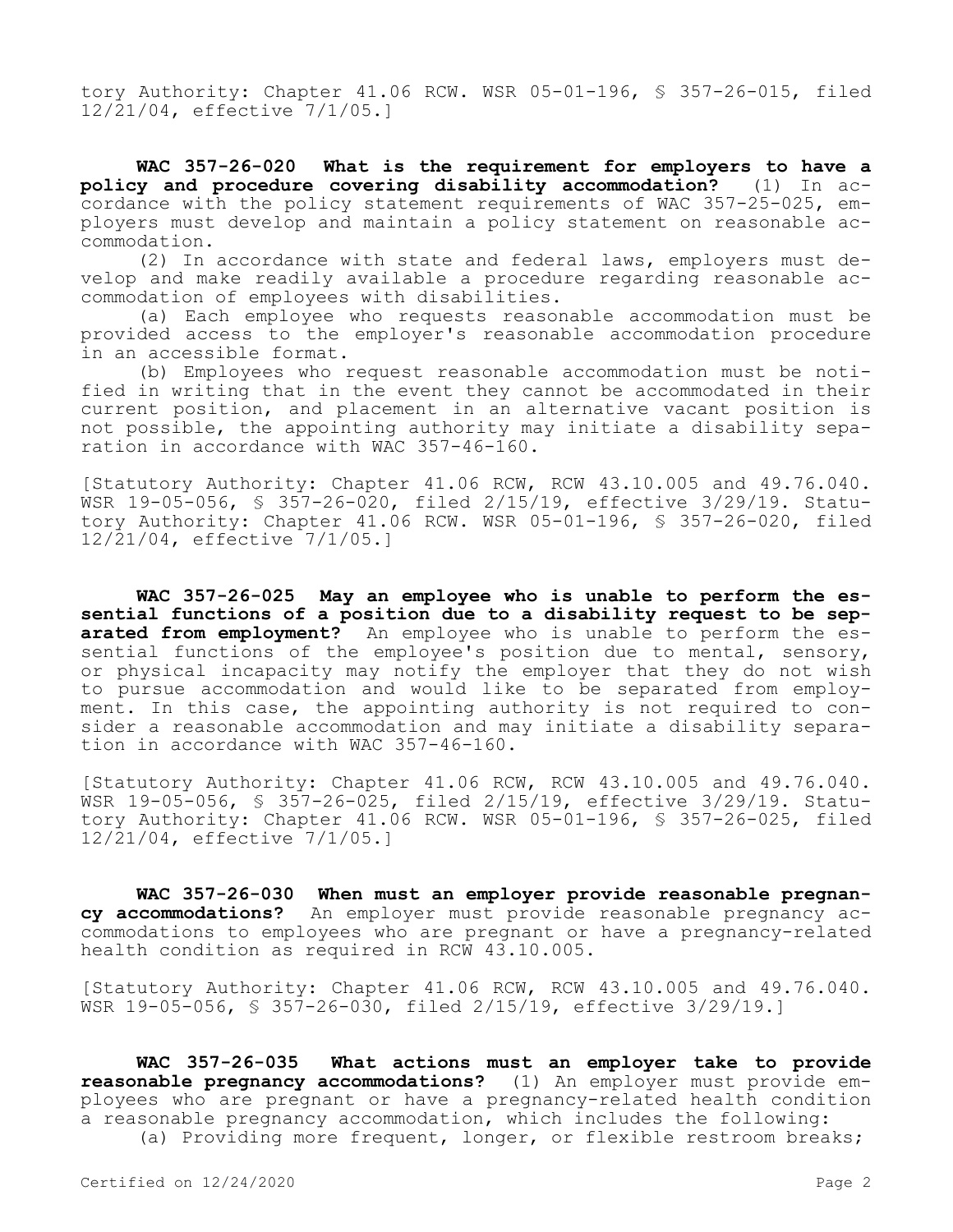tory Authority: Chapter 41.06 RCW. WSR 05-01-196, § 357-26-015, filed 12/21/04, effective 7/1/05.]

**WAC 357-26-020 What is the requirement for employers to have a policy and procedure covering disability accommodation?** (1) In accordance with the policy statement requirements of WAC 357-25-025, employers must develop and maintain a policy statement on reasonable accommodation.

(2) In accordance with state and federal laws, employers must develop and make readily available a procedure regarding reasonable accommodation of employees with disabilities.

(a) Each employee who requests reasonable accommodation must be provided access to the employer's reasonable accommodation procedure in an accessible format.

(b) Employees who request reasonable accommodation must be notified in writing that in the event they cannot be accommodated in their current position, and placement in an alternative vacant position is not possible, the appointing authority may initiate a disability separation in accordance with WAC 357-46-160.

[Statutory Authority: Chapter 41.06 RCW, RCW 43.10.005 and 49.76.040. WSR 19-05-056, § 357-26-020, filed 2/15/19, effective 3/29/19. Statutory Authority: Chapter 41.06 RCW. WSR 05-01-196, § 357-26-020, filed 12/21/04, effective 7/1/05.]

**WAC 357-26-025 May an employee who is unable to perform the essential functions of a position due to a disability request to be separated from employment?** An employee who is unable to perform the essential functions of the employee's position due to mental, sensory, or physical incapacity may notify the employer that they do not wish to pursue accommodation and would like to be separated from employment. In this case, the appointing authority is not required to consider a reasonable accommodation and may initiate a disability separation in accordance with WAC 357-46-160.

[Statutory Authority: Chapter 41.06 RCW, RCW 43.10.005 and 49.76.040. WSR 19-05-056, § 357-26-025, filed 2/15/19, effective 3/29/19. Statutory Authority: Chapter 41.06 RCW. WSR 05-01-196, § 357-26-025, filed 12/21/04, effective 7/1/05.]

**WAC 357-26-030 When must an employer provide reasonable pregnancy accommodations?** An employer must provide reasonable pregnancy accommodations to employees who are pregnant or have a pregnancy-related health condition as required in RCW 43.10.005.

[Statutory Authority: Chapter 41.06 RCW, RCW 43.10.005 and 49.76.040. WSR 19-05-056, § 357-26-030, filed 2/15/19, effective 3/29/19.]

**WAC 357-26-035 What actions must an employer take to provide reasonable pregnancy accommodations?** (1) An employer must provide employees who are pregnant or have a pregnancy-related health condition a reasonable pregnancy accommodation, which includes the following:

(a) Providing more frequent, longer, or flexible restroom breaks;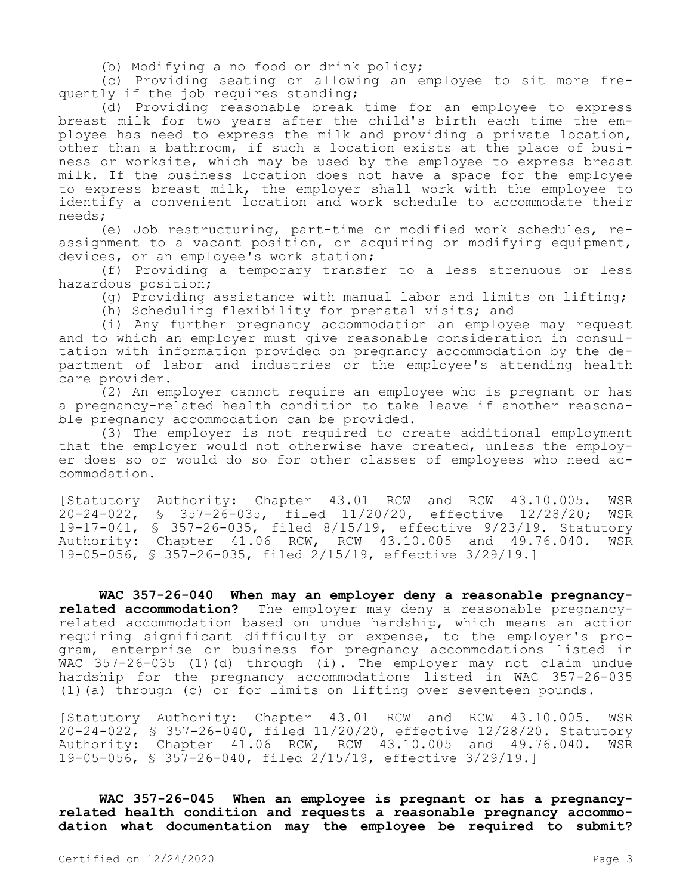(b) Modifying a no food or drink policy;

(c) Providing seating or allowing an employee to sit more frequently if the job requires standing;

(d) Providing reasonable break time for an employee to express breast milk for two years after the child's birth each time the employee has need to express the milk and providing a private location, other than a bathroom, if such a location exists at the place of business or worksite, which may be used by the employee to express breast milk. If the business location does not have a space for the employee to express breast milk, the employer shall work with the employee to identify a convenient location and work schedule to accommodate their needs;

(e) Job restructuring, part-time or modified work schedules, reassignment to a vacant position, or acquiring or modifying equipment, devices, or an employee's work station;

(f) Providing a temporary transfer to a less strenuous or less hazardous position;

(g) Providing assistance with manual labor and limits on lifting;

(h) Scheduling flexibility for prenatal visits; and

(i) Any further pregnancy accommodation an employee may request and to which an employer must give reasonable consideration in consultation with information provided on pregnancy accommodation by the department of labor and industries or the employee's attending health care provider.

(2) An employer cannot require an employee who is pregnant or has a pregnancy-related health condition to take leave if another reasonable pregnancy accommodation can be provided.

(3) The employer is not required to create additional employment that the employer would not otherwise have created, unless the employer does so or would do so for other classes of employees who need accommodation.

[Statutory Authority: Chapter 43.01 RCW and RCW 43.10.005. WSR 20-24-022, § 357-26-035, filed 11/20/20, effective 12/28/20; WSR 19-17-041, § 357-26-035, filed 8/15/19, effective 9/23/19. Statutory Authority: Chapter 41.06 RCW, RCW 43.10.005 and 49.76.040. WSR 19-05-056, § 357-26-035, filed 2/15/19, effective 3/29/19.]

**WAC 357-26-040 When may an employer deny a reasonable pregnancy-related accommodation?** The employer may deny a reasonable pregnancy-related accommodation based on undue hardship, which means an action requiring significant difficulty or expense, to the employer's program, enterprise or business for pregnancy accommodations listed in WAC 357-26-035 (1)(d) through (i). The employer may not claim undue hardship for the pregnancy accommodations listed in WAC 357-26-035 (1)(a) through (c) or for limits on lifting over seventeen pounds.

[Statutory Authority: Chapter 43.01 RCW and RCW 43.10.005. WSR 20-24-022, § 357-26-040, filed 11/20/20, effective 12/28/20. Statutory Authority: Chapter 41.06 RCW, RCW 43.10.005 and 49.76.040. WSR 19-05-056, § 357-26-040, filed 2/15/19, effective 3/29/19.]

**WAC 357-26-045 When an employee is pregnant or has a pregnancy-related health condition and requests a reasonable pregnancy accommodation what documentation may the employee be required to submit?**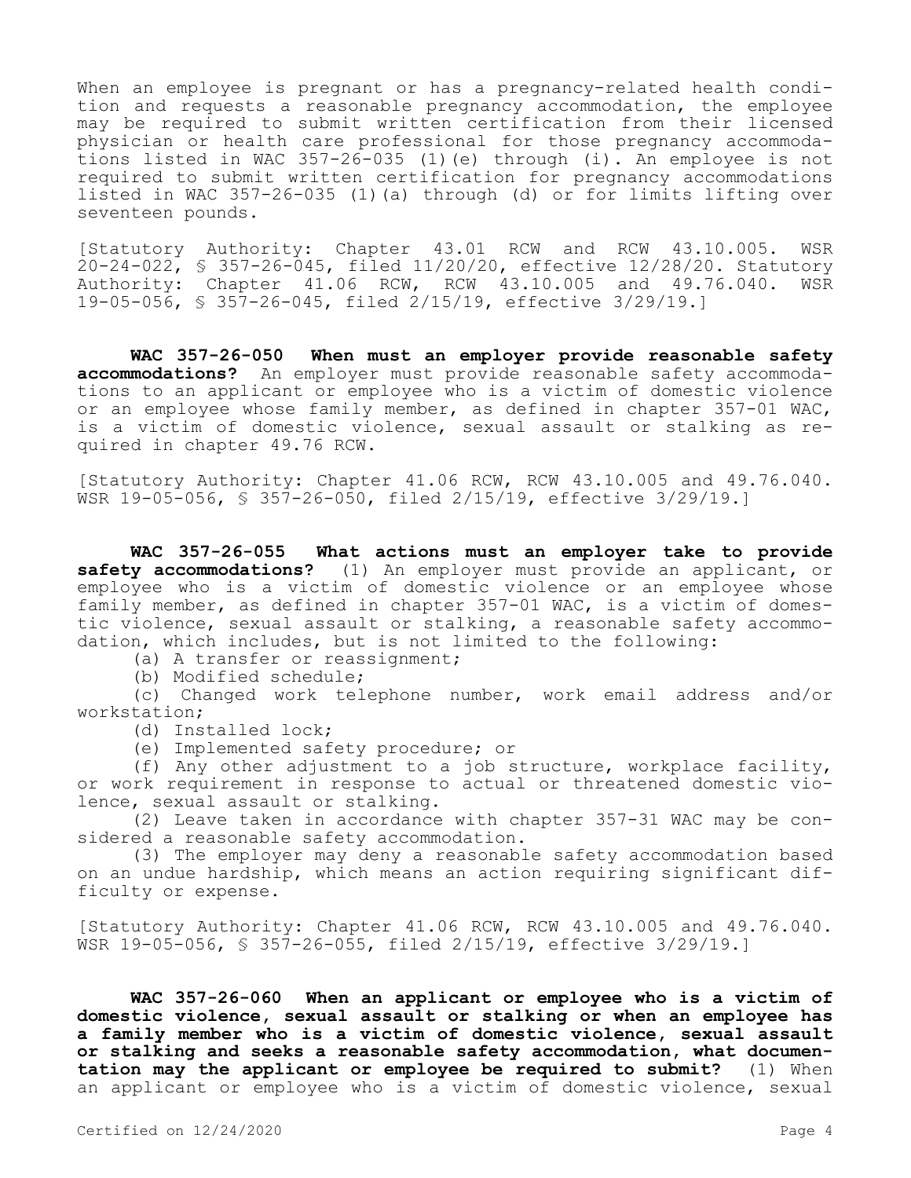When an employee is pregnant or has a pregnancy-related health condition and requests a reasonable pregnancy accommodation, the employee may be required to submit written certification from their licensed physician or health care professional for those pregnancy accommodations listed in WAC 357-26-035 (1)(e) through (i). An employee is not required to submit written certification for pregnancy accommodations listed in WAC 357-26-035 (1)(a) through (d) or for limits lifting over seventeen pounds.

[Statutory Authority: Chapter 43.01 RCW and RCW 43.10.005. WSR 20-24-022, § 357-26-045, filed 11/20/20, effective 12/28/20. Statutory Authority: Chapter 41.06 RCW, RCW 43.10.005 and 49.76.040. WSR 19-05-056, § 357-26-045, filed 2/15/19, effective 3/29/19.]

**WAC 357-26-050 When must an employer provide reasonable safety accommodations?** An employer must provide reasonable safety accommodations to an applicant or employee who is a victim of domestic violence or an employee whose family member, as defined in chapter 357-01 WAC, is a victim of domestic violence, sexual assault or stalking as required in chapter 49.76 RCW.

[Statutory Authority: Chapter 41.06 RCW, RCW 43.10.005 and 49.76.040. WSR 19-05-056, § 357-26-050, filed 2/15/19, effective 3/29/19.]

**WAC 357-26-055 What actions must an employer take to provide safety accommodations?** (1) An employer must provide an applicant, or employee who is a victim of domestic violence or an employee whose family member, as defined in chapter 357-01 WAC, is a victim of domestic violence, sexual assault or stalking, a reasonable safety accommodation, which includes, but is not limited to the following:

(a) A transfer or reassignment;

(b) Modified schedule;

(c) Changed work telephone number, work email address and/or workstation;

(d) Installed lock;

(e) Implemented safety procedure; or

(f) Any other adjustment to a job structure, workplace facility, or work requirement in response to actual or threatened domestic violence, sexual assault or stalking.

(2) Leave taken in accordance with chapter 357-31 WAC may be considered a reasonable safety accommodation.

(3) The employer may deny a reasonable safety accommodation based on an undue hardship, which means an action requiring significant difficulty or expense.

[Statutory Authority: Chapter 41.06 RCW, RCW 43.10.005 and 49.76.040. WSR 19-05-056, § 357-26-055, filed 2/15/19, effective 3/29/19.]

**WAC 357-26-060 When an applicant or employee who is a victim of domestic violence, sexual assault or stalking or when an employee has a family member who is a victim of domestic violence, sexual assault or stalking and seeks a reasonable safety accommodation, what documentation may the applicant or employee be required to submit?** (1) When an applicant or employee who is a victim of domestic violence, sexual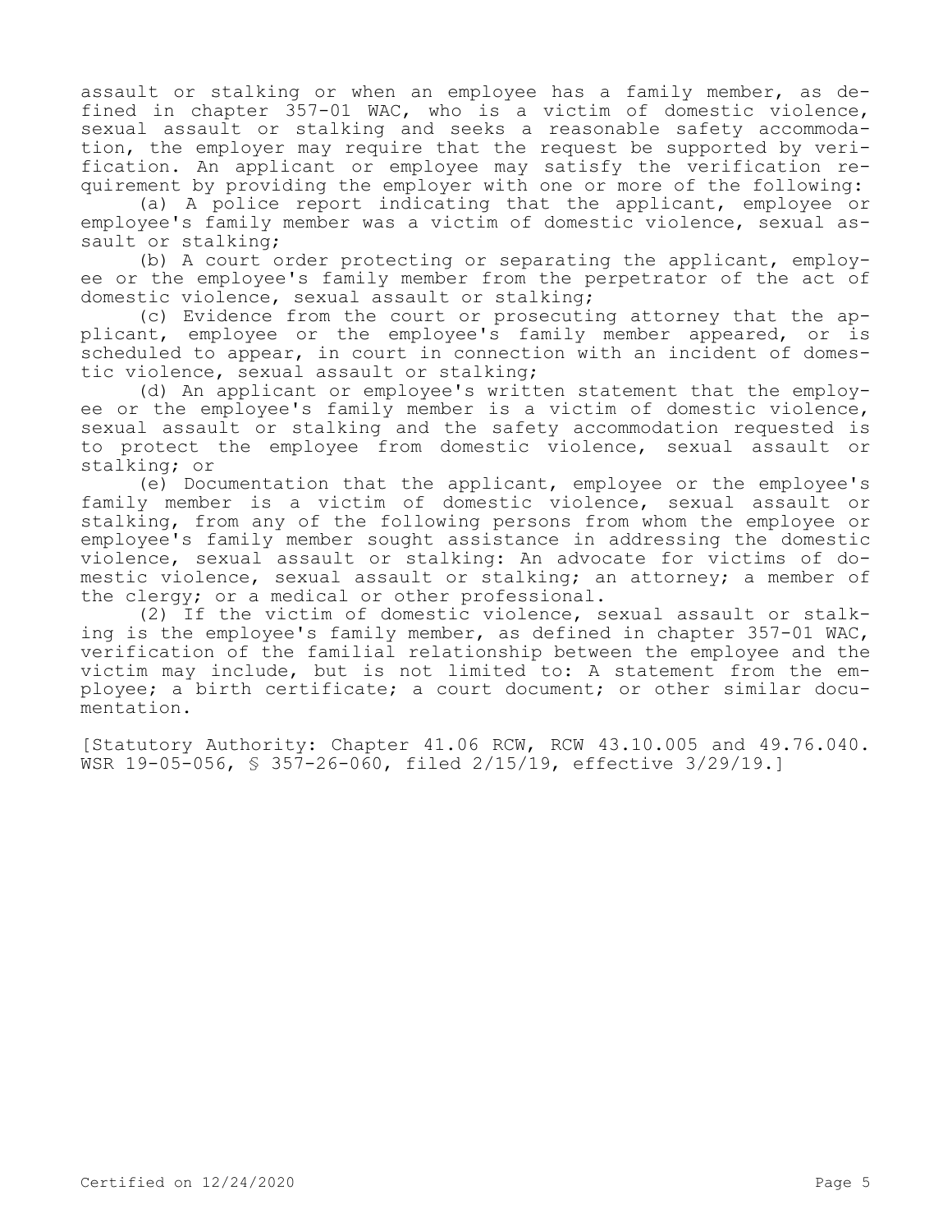assault or stalking or when an employee has a family member, as defined in chapter 357-01 WAC, who is a victim of domestic violence, sexual assault or stalking and seeks a reasonable safety accommodation, the employer may require that the request be supported by verification. An applicant or employee may satisfy the verification requirement by providing the employer with one or more of the following:

(a) A police report indicating that the applicant, employee or employee's family member was a victim of domestic violence, sexual assault or stalking;

(b) A court order protecting or separating the applicant, employee or the employee's family member from the perpetrator of the act of domestic violence, sexual assault or stalking;

(c) Evidence from the court or prosecuting attorney that the applicant, employee or the employee's family member appeared, or is scheduled to appear, in court in connection with an incident of domestic violence, sexual assault or stalking;

(d) An applicant or employee's written statement that the employee or the employee's family member is a victim of domestic violence, sexual assault or stalking and the safety accommodation requested is to protect the employee from domestic violence, sexual assault or stalking; or

(e) Documentation that the applicant, employee or the employee's family member is a victim of domestic violence, sexual assault or stalking, from any of the following persons from whom the employee or employee's family member sought assistance in addressing the domestic violence, sexual assault or stalking: An advocate for victims of domestic violence, sexual assault or stalking; an attorney; a member of the clergy; or a medical or other professional.

(2) If the victim of domestic violence, sexual assault or stalking is the employee's family member, as defined in chapter 357-01 WAC, verification of the familial relationship between the employee and the victim may include, but is not limited to: A statement from the employee; a birth certificate; a court document; or other similar documentation.

[Statutory Authority: Chapter 41.06 RCW, RCW 43.10.005 and 49.76.040. WSR 19-05-056, § 357-26-060, filed 2/15/19, effective 3/29/19.]